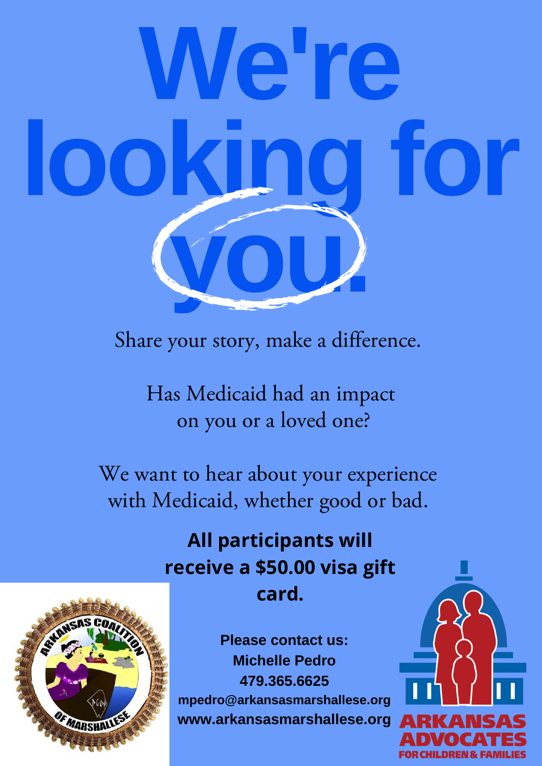# We're looking for you.

Share your story, make a difference.

Has Medicaid had an impact on you or a loved one?

We want to hear about your experience with Medicaid, whether good or bad.

**All participants will receive a $50.00 visa gift card.**

**Please contact us:**
**Michelle Pedro**
**479.365.6625**
**mpedro@arkansasmarshallese.org**
**www.arkansasmarshallese.org**

ARKANSAS COALITION OF MARSHALLESE

ARKANSAS ADVOCATES FOR CHILDREN & FAMILIES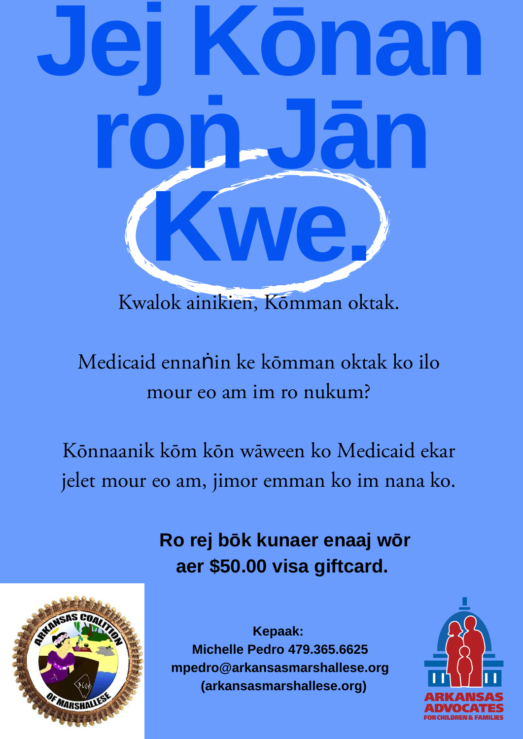# Jej Kōnan roṅ Jān Kwe.

Kwalok ainikien, Kōmman oktak.

Medicaid ennaṅin ke kōmman oktak ko ilo mour eo am im ro nukum?

Kōnnaanik kōm kōn wāween ko Medicaid ekar jelet mour eo am, jimor emman ko im nana ko.

**Ro rej bōk kunaer enaaj wōr aer $50.00 visa giftcard.**

**Kepaak:**
**Michelle Pedro 479.365.6625**
**mpedro@arkansasmarshallese.org**
**(arkansasmarshallese.org)**

ARKANSAS COALITION OF MARSHALLESE

ARKANSAS ADVOCATES FOR CHILDREN & FAMILIES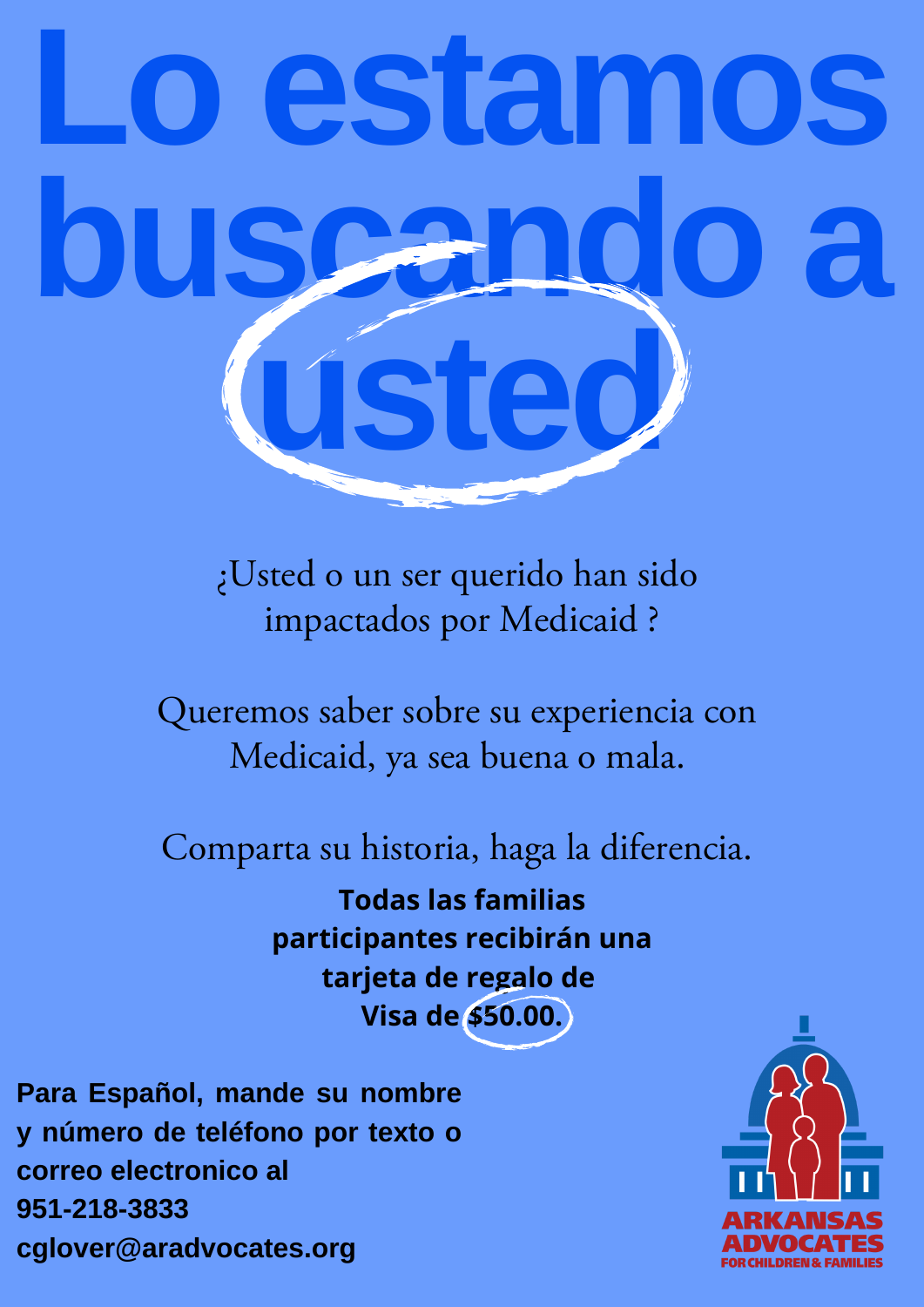# Lo estamos buscando a usted

¿Usted o un ser querido han sido impactados por Medicaid ?

Queremos saber sobre su experiencia con Medicaid, ya sea buena o mala.

Comparta su historia, haga la diferencia.

**Todas las familias participantes recibirán una tarjeta de regalo de Visa de $50.00.**

**Para Español, mande su nombre y número de teléfono por texto o correo electronico al**
**951-218-3833**
**cglover@aradvocates.org**

ARKANSAS ADVOCATES FOR CHILDREN & FAMILIES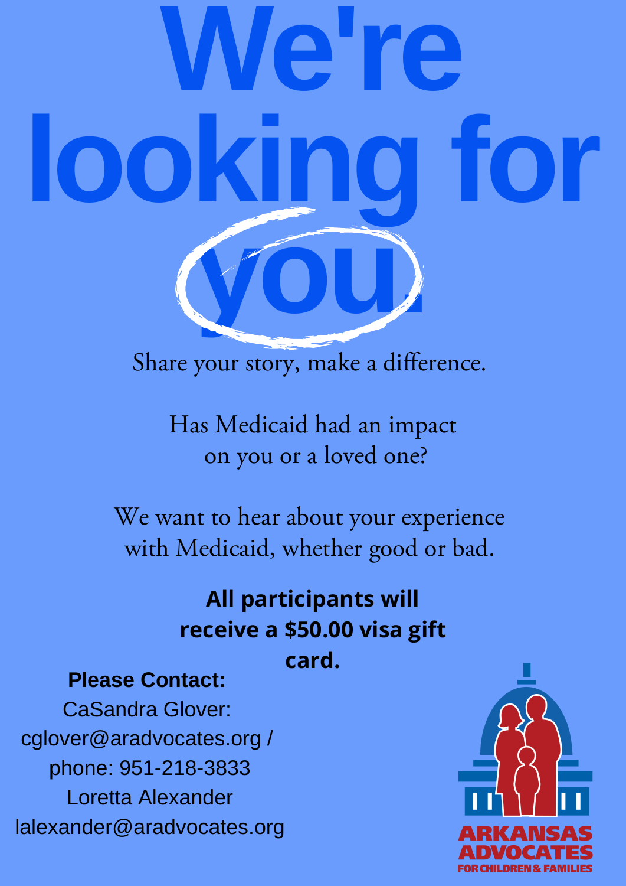# We're looking for you.

Share your story, make a difference.

Has Medicaid had an impact on you or a loved one?

We want to hear about your experience with Medicaid, whether good or bad.

**All participants will receive a $50.00 visa gift card.**

**Please Contact:**

CaSandra Glover: cglover@aradvocates.org / phone: 951-218-3833

Loretta Alexander lalexander@aradvocates.org

ARKANSAS ADVOCATES FOR CHILDREN & FAMILIES